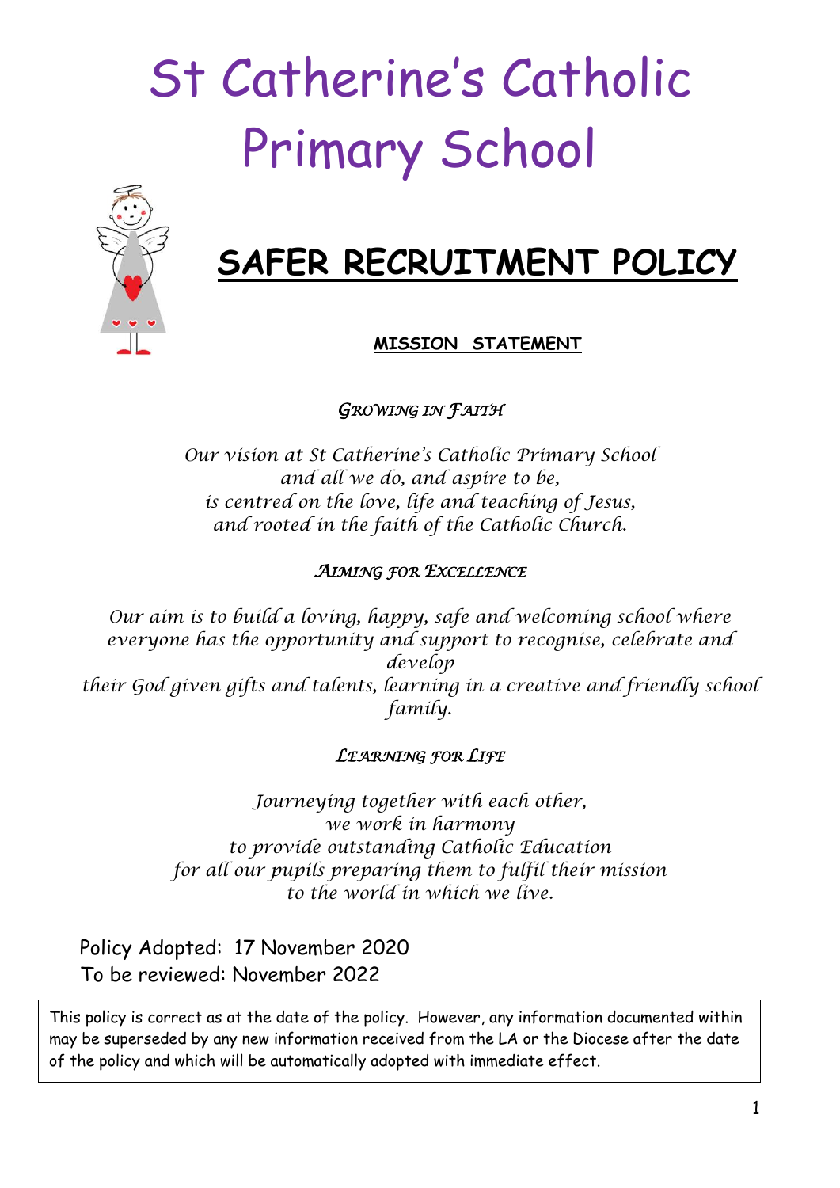# St Catherine's Catholic Primary School

## SAFER RECRUITMENT POLICY

**MISSION STATEMENT**

*GROWING IN FAITH*

*Our vision at St Catherine's Catholic Primary School
and all we do, and aspire to be,
is centred on the love, life and teaching of Jesus,
and rooted in the faith of the Catholic Church.*

*AIMING FOR EXCELLENCE*

*Our aim is to build a loving, happy, safe and welcoming school where everyone has the opportunity and support to recognise, celebrate and develop
their God given gifts and talents, learning in a creative and friendly school family.*

*LEARNING FOR LIFE*

*Journeying together with each other,
we work in harmony
to provide outstanding Catholic Education
for all our pupils preparing them to fulfil their mission
to the world in which we live.*

Policy Adopted: 17 November 2020
To be reviewed: November 2022

This policy is correct as at the date of the policy. However, any information documented within may be superseded by any new information received from the LA or the Diocese after the date of the policy and which will be automatically adopted with immediate effect.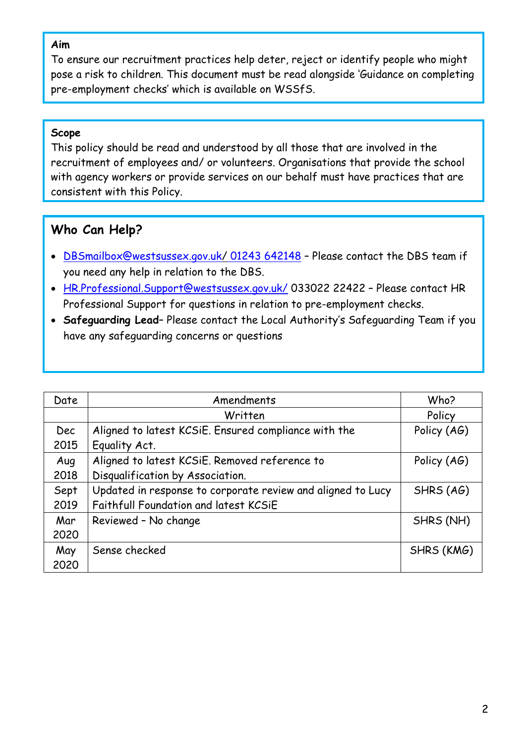**Aim**

To ensure our recruitment practices help deter, reject or identify people who might pose a risk to children. This document must be read alongside 'Guidance on completing pre-employment checks' which is available on WSSfS.

**Scope**

This policy should be read and understood by all those that are involved in the recruitment of employees and/ or volunteers. Organisations that provide the school with agency workers or provide services on our behalf must have practices that are consistent with this Policy.

## Who Can Help?

- DBSmailbox@westsussex.gov.uk/ 01243 642148 – Please contact the DBS team if you need any help in relation to the DBS.
- HR.Professional.Support@westsussex.gov.uk/ 033022 22422 – Please contact HR Professional Support for questions in relation to pre-employment checks.
- **Safeguarding Lead**– Please contact the Local Authority's Safeguarding Team if you have any safeguarding concerns or questions

| Date | Amendments | Who? |
|---|---|---|
| | Written | Policy |
| Dec 2015 | Aligned to latest KCSiE. Ensured compliance with the Equality Act. | Policy (AG) |
| Aug 2018 | Aligned to latest KCSiE. Removed reference to Disqualification by Association. | Policy (AG) |
| Sept 2019 | Updated in response to corporate review and aligned to Lucy Faithfull Foundation and latest KCSiE | SHRS (AG) |
| Mar 2020 | Reviewed – No change | SHRS (NH) |
| May 2020 | Sense checked | SHRS (KMG) |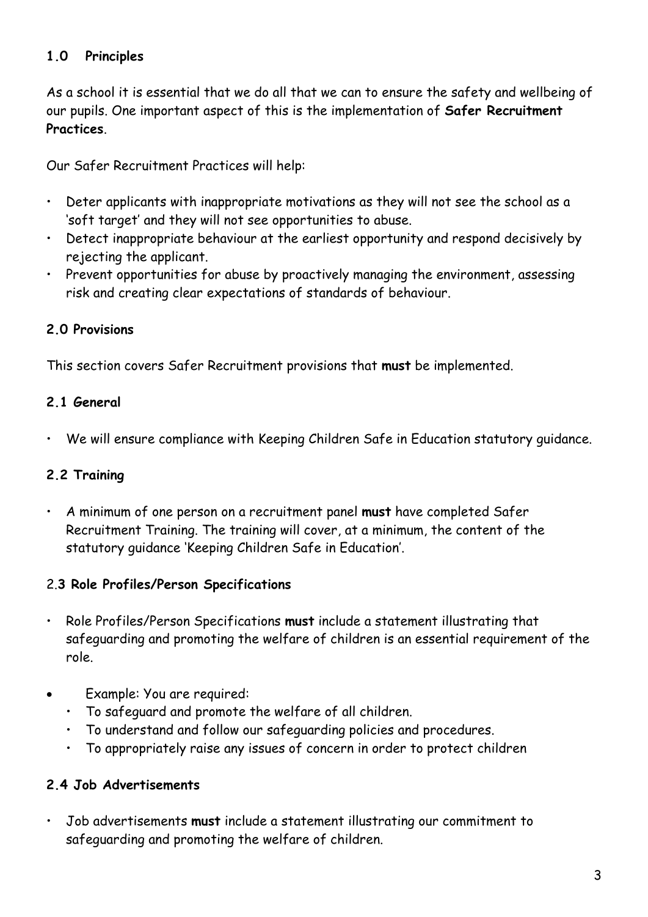## 1.0 Principles

As a school it is essential that we do all that we can to ensure the safety and wellbeing of our pupils. One important aspect of this is the implementation of **Safer Recruitment Practices**.

Our Safer Recruitment Practices will help:

- Deter applicants with inappropriate motivations as they will not see the school as a 'soft target' and they will not see opportunities to abuse.
- Detect inappropriate behaviour at the earliest opportunity and respond decisively by rejecting the applicant.
- Prevent opportunities for abuse by proactively managing the environment, assessing risk and creating clear expectations of standards of behaviour.

## 2.0 Provisions

This section covers Safer Recruitment provisions that **must** be implemented.

### 2.1 General

- We will ensure compliance with Keeping Children Safe in Education statutory guidance.

### 2.2 Training

- A minimum of one person on a recruitment panel **must** have completed Safer Recruitment Training. The training will cover, at a minimum, the content of the statutory guidance 'Keeping Children Safe in Education'.

### 2.3 Role Profiles/Person Specifications

- Role Profiles/Person Specifications **must** include a statement illustrating that safeguarding and promoting the welfare of children is an essential requirement of the role.

- Example: You are required:
  - To safeguard and promote the welfare of all children.
  - To understand and follow our safeguarding policies and procedures.
  - To appropriately raise any issues of concern in order to protect children

### 2.4 Job Advertisements

- Job advertisements **must** include a statement illustrating our commitment to safeguarding and promoting the welfare of children.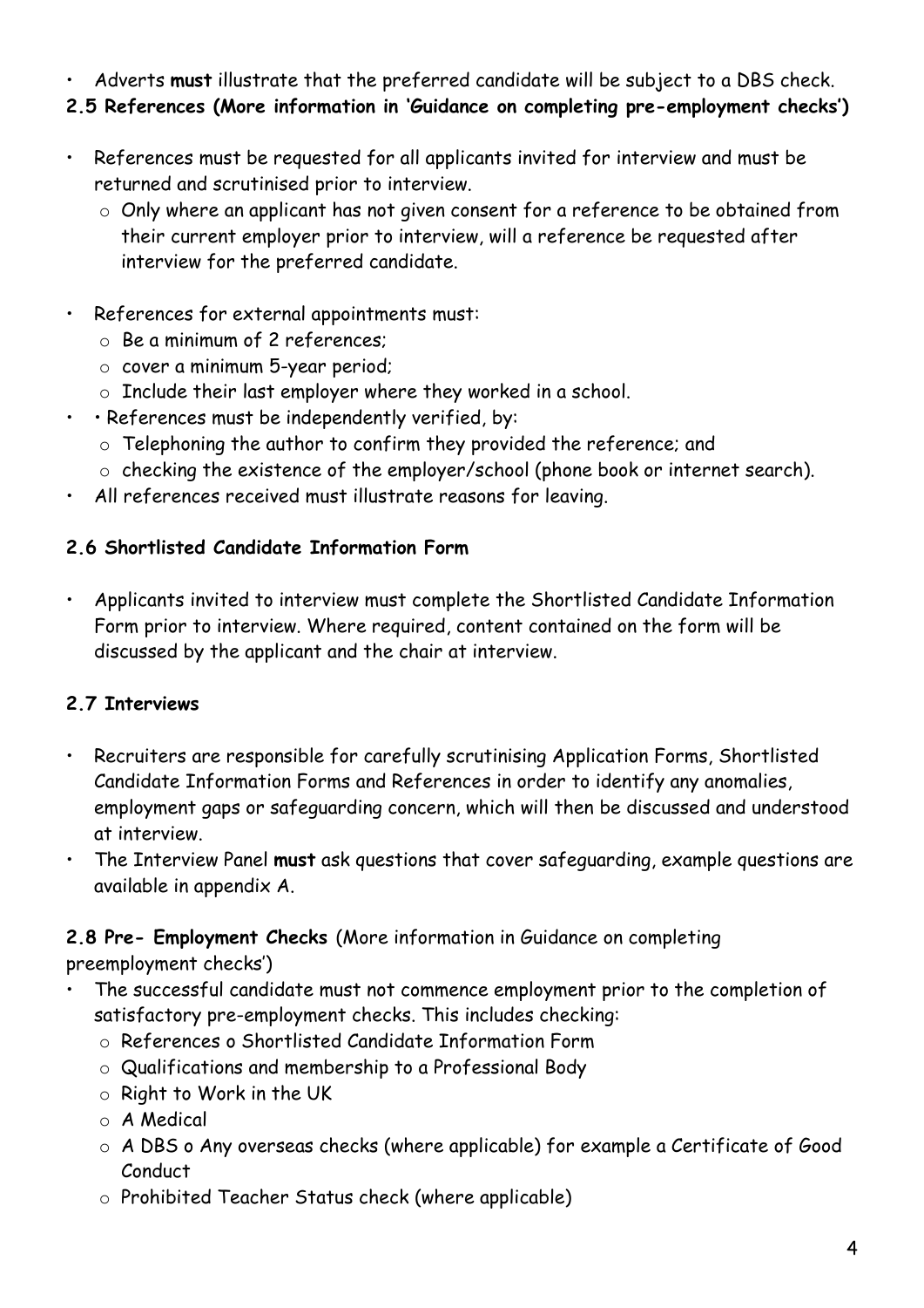- Adverts **must** illustrate that the preferred candidate will be subject to a DBS check.

**2.5 References (More information in 'Guidance on completing pre-employment checks')**

- References must be requested for all applicants invited for interview and must be returned and scrutinised prior to interview.
  - Only where an applicant has not given consent for a reference to be obtained from their current employer prior to interview, will a reference be requested after interview for the preferred candidate.
- References for external appointments must:
  - Be a minimum of 2 references;
  - cover a minimum 5-year period;
  - Include their last employer where they worked in a school.
- • References must be independently verified, by:
  - Telephoning the author to confirm they provided the reference; and
  - checking the existence of the employer/school (phone book or internet search).
- All references received must illustrate reasons for leaving.

**2.6 Shortlisted Candidate Information Form**

- Applicants invited to interview must complete the Shortlisted Candidate Information Form prior to interview. Where required, content contained on the form will be discussed by the applicant and the chair at interview.

**2.7 Interviews**

- Recruiters are responsible for carefully scrutinising Application Forms, Shortlisted Candidate Information Forms and References in order to identify any anomalies, employment gaps or safeguarding concern, which will then be discussed and understood at interview.
- The Interview Panel **must** ask questions that cover safeguarding, example questions are available in appendix A.

**2.8 Pre- Employment Checks** (More information in Guidance on completing preemployment checks')

- The successful candidate must not commence employment prior to the completion of satisfactory pre-employment checks. This includes checking:
  - References o Shortlisted Candidate Information Form
  - Qualifications and membership to a Professional Body
  - Right to Work in the UK
  - A Medical
  - A DBS o Any overseas checks (where applicable) for example a Certificate of Good Conduct
  - Prohibited Teacher Status check (where applicable)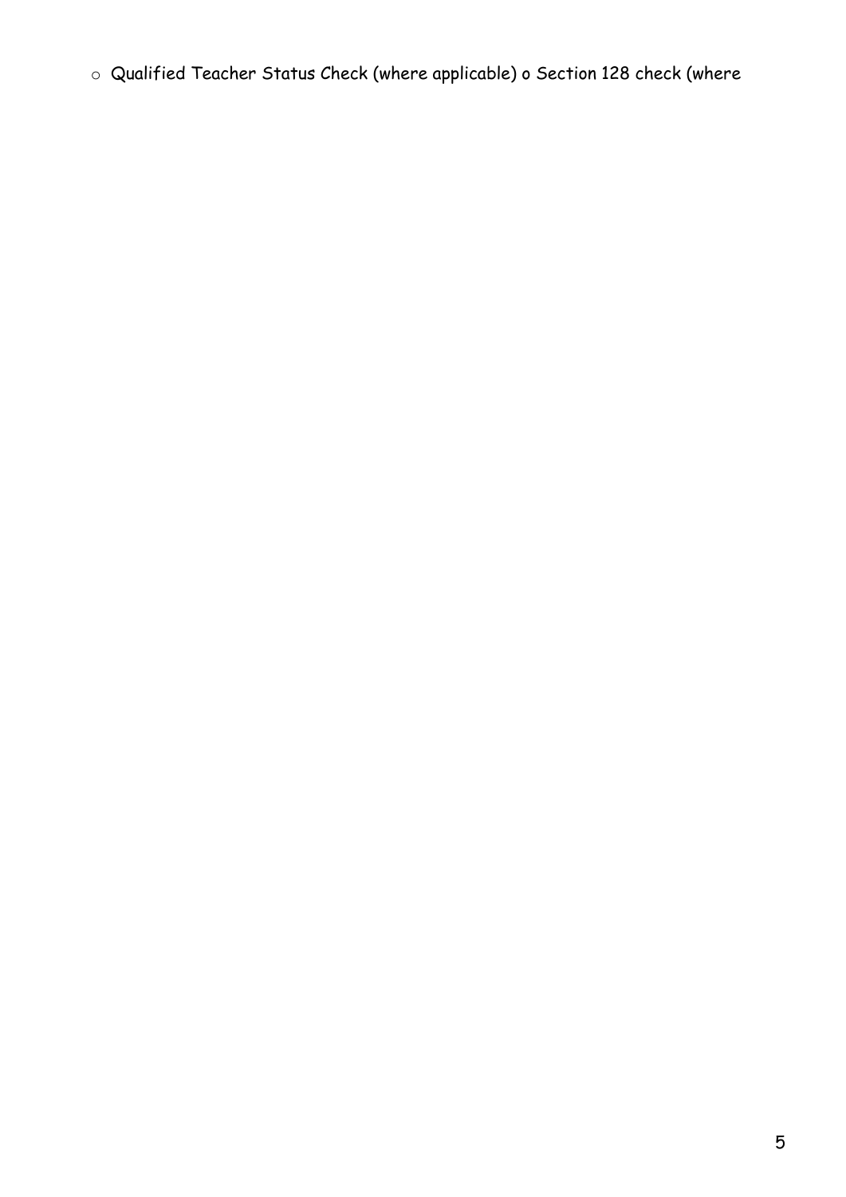- Qualified Teacher Status Check (where applicable) o Section 128 check (where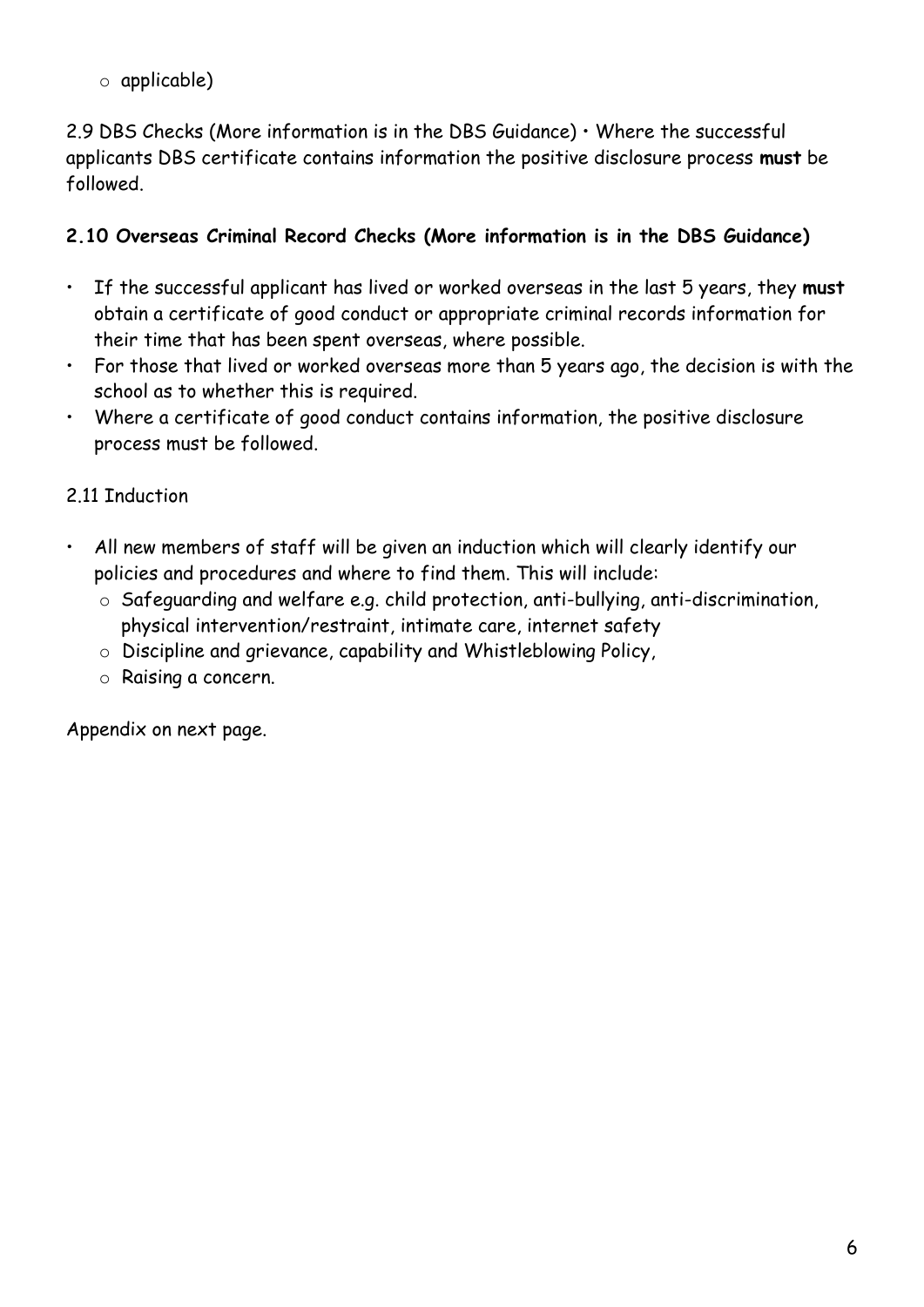- applicable)

2.9 DBS Checks (More information is in the DBS Guidance) • Where the successful applicants DBS certificate contains information the positive disclosure process **must** be followed.

**2.10 Overseas Criminal Record Checks (More information is in the DBS Guidance)**

- If the successful applicant has lived or worked overseas in the last 5 years, they **must** obtain a certificate of good conduct or appropriate criminal records information for their time that has been spent overseas, where possible.
- For those that lived or worked overseas more than 5 years ago, the decision is with the school as to whether this is required.
- Where a certificate of good conduct contains information, the positive disclosure process must be followed.

2.11 Induction

- All new members of staff will be given an induction which will clearly identify our policies and procedures and where to find them. This will include:
  - Safeguarding and welfare e.g. child protection, anti-bullying, anti-discrimination, physical intervention/restraint, intimate care, internet safety
  - Discipline and grievance, capability and Whistleblowing Policy,
  - Raising a concern.

Appendix on next page.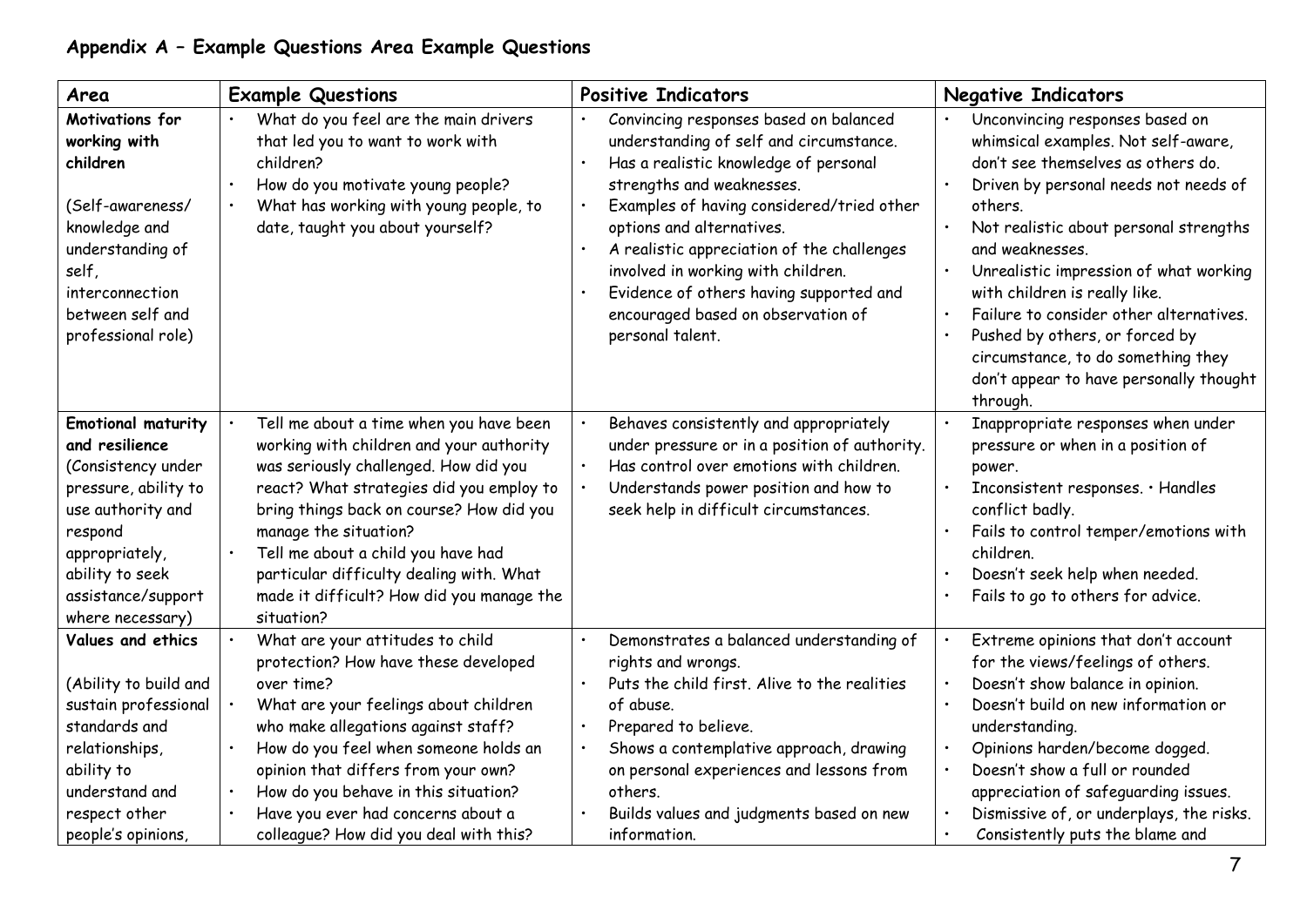## Appendix A – Example Questions Area Example Questions

| Area | Example Questions | Positive Indicators | Negative Indicators |
|---|---|---|---|
| **Motivations for working with children**<br><br>(Self-awareness/ knowledge and understanding of self, interconnection between self and professional role) | • What do you feel are the main drivers that led you to want to work with children?<br>• How do you motivate young people?<br>• What has working with young people, to date, taught you about yourself? | • Convincing responses based on balanced understanding of self and circumstance.<br>• Has a realistic knowledge of personal strengths and weaknesses.<br>• Examples of having considered/tried other options and alternatives.<br>• A realistic appreciation of the challenges involved in working with children.<br>• Evidence of others having supported and encouraged based on observation of personal talent. | • Unconvincing responses based on whimsical examples. Not self-aware, don't see themselves as others do.<br>• Driven by personal needs not needs of others.<br>• Not realistic about personal strengths and weaknesses.<br>• Unrealistic impression of what working with children is really like.<br>• Failure to consider other alternatives.<br>• Pushed by others, or forced by circumstance, to do something they don't appear to have personally thought through. |
| **Emotional maturity and resilience**<br>(Consistency under pressure, ability to use authority and respond appropriately, ability to seek assistance/support where necessary) | • Tell me about a time when you have been working with children and your authority was seriously challenged. How did you react? What strategies did you employ to bring things back on course? How did you manage the situation?<br>• Tell me about a child you have had particular difficulty dealing with. What made it difficult? How did you manage the situation? | • Behaves consistently and appropriately under pressure or in a position of authority.<br>• Has control over emotions with children.<br>• Understands power position and how to seek help in difficult circumstances. | • Inappropriate responses when under pressure or when in a position of power.<br>• Inconsistent responses. • Handles conflict badly.<br>• Fails to control temper/emotions with children.<br>• Doesn't seek help when needed.<br>• Fails to go to others for advice. |
| **Values and ethics**<br><br>(Ability to build and sustain professional standards and relationships, ability to understand and respect other people's opinions, | • What are your attitudes to child protection? How have these developed over time?<br>• What are your feelings about children who make allegations against staff?<br>• How do you feel when someone holds an opinion that differs from your own?<br>• How do you behave in this situation?<br>• Have you ever had concerns about a colleague? How did you deal with this? | • Demonstrates a balanced understanding of rights and wrongs.<br>• Puts the child first. Alive to the realities of abuse.<br>• Prepared to believe.<br>• Shows a contemplative approach, drawing on personal experiences and lessons from others.<br>• Builds values and judgments based on new information. | • Extreme opinions that don't account for the views/feelings of others.<br>• Doesn't show balance in opinion.<br>• Doesn't build on new information or understanding.<br>• Opinions harden/become dogged.<br>• Doesn't show a full or rounded appreciation of safeguarding issues.<br>• Dismissive of, or underplays, the risks.<br>• Consistently puts the blame and |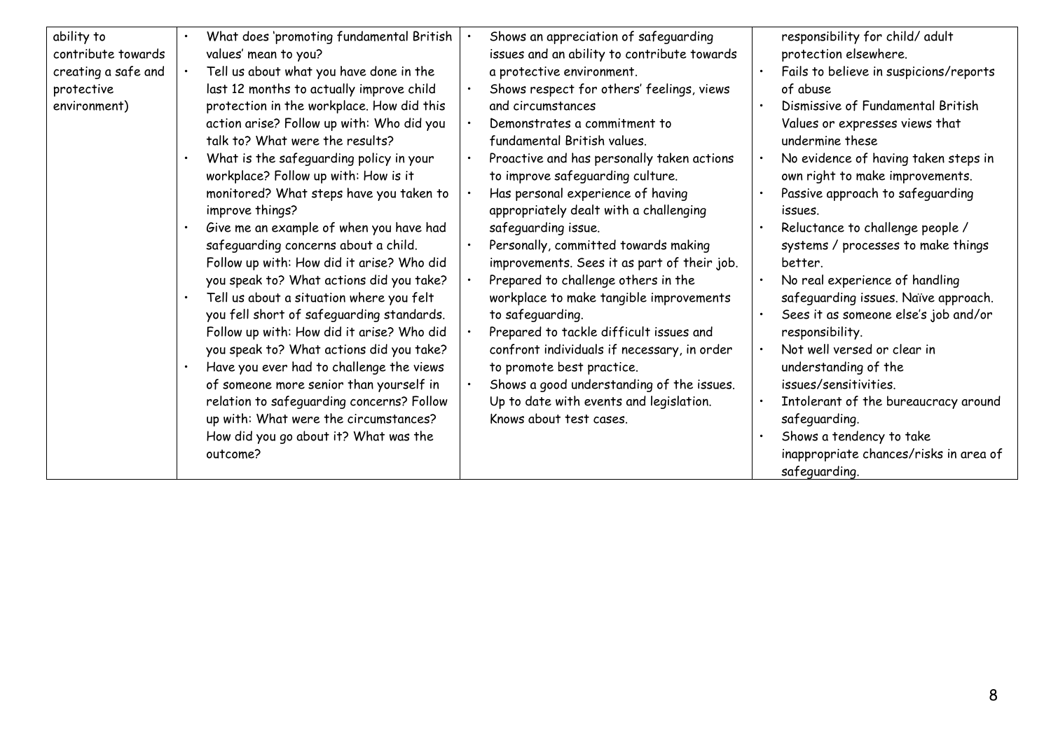| | | | |
|---|---|---|---|
| ability to contribute towards creating a safe and protective environment) | • What does 'promoting fundamental British values' mean to you?<br>• Tell us about what you have done in the last 12 months to actually improve child protection in the workplace. How did this action arise? Follow up with: Who did you talk to? What were the results?<br>• What is the safeguarding policy in your workplace? Follow up with: How is it monitored? What steps have you taken to improve things?<br>• Give me an example of when you have had safeguarding concerns about a child. Follow up with: How did it arise? Who did you speak to? What actions did you take?<br>• Tell us about a situation where you felt you fell short of safeguarding standards. Follow up with: How did it arise? Who did you speak to? What actions did you take?<br>• Have you ever had to challenge the views of someone more senior than yourself in relation to safeguarding concerns? Follow up with: What were the circumstances? How did you go about it? What was the outcome? | • Shows an appreciation of safeguarding issues and an ability to contribute towards a protective environment.<br>• Shows respect for others' feelings, views and circumstances<br>• Demonstrates a commitment to fundamental British values.<br>• Proactive and has personally taken actions to improve safeguarding culture.<br>• Has personal experience of having appropriately dealt with a challenging safeguarding issue.<br>• Personally, committed towards making improvements. Sees it as part of their job.<br>• Prepared to challenge others in the workplace to make tangible improvements to safeguarding.<br>• Prepared to tackle difficult issues and confront individuals if necessary, in order to promote best practice.<br>• Shows a good understanding of the issues. Up to date with events and legislation. Knows about test cases. | responsibility for child/ adult protection elsewhere.<br>• Fails to believe in suspicions/reports of abuse<br>• Dismissive of Fundamental British Values or expresses views that undermine these<br>• No evidence of having taken steps in own right to make improvements.<br>• Passive approach to safeguarding issues.<br>• Reluctance to challenge people / systems / processes to make things better.<br>• No real experience of handling safeguarding issues. Naïve approach.<br>• Sees it as someone else's job and/or responsibility.<br>• Not well versed or clear in understanding of the issues/sensitivities.<br>• Intolerant of the bureaucracy around safeguarding.<br>• Shows a tendency to take inappropriate chances/risks in area of safeguarding. |